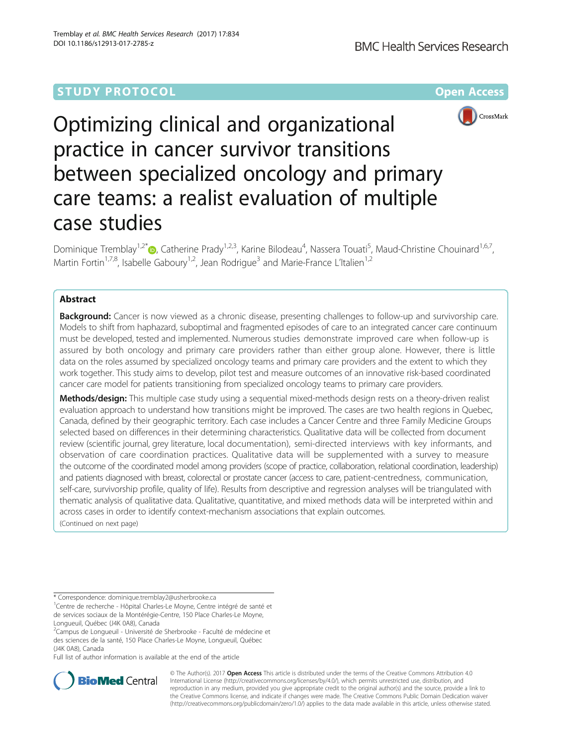STUDY PROTOCOL

Open Access

# Optimizing clinical and organizational practice in cancer survivor transitions between specialized oncology and primary care teams: a realist evaluation of multiple case studies

Dominique Tremblay[1,2*], Catherine Prady[1,2,3], Karine Bilodeau[4], Nassera Touati[5], Maud-Christine Chouinard[1,6,7], Martin Fortin[1,7,8], Isabelle Gaboury[1,2], Jean Rodrigue[3] and Marie-France L'Italien[1,2]

## Abstract

**Background:** Cancer is now viewed as a chronic disease, presenting challenges to follow-up and survivorship care. Models to shift from haphazard, suboptimal and fragmented episodes of care to an integrated cancer care continuum must be developed, tested and implemented. Numerous studies demonstrate improved care when follow-up is assured by both oncology and primary care providers rather than either group alone. However, there is little data on the roles assumed by specialized oncology teams and primary care providers and the extent to which they work together. This study aims to develop, pilot test and measure outcomes of an innovative risk-based coordinated cancer care model for patients transitioning from specialized oncology teams to primary care providers.

**Methods/design:** This multiple case study using a sequential mixed-methods design rests on a theory-driven realist evaluation approach to understand how transitions might be improved. The cases are two health regions in Quebec, Canada, defined by their geographic territory. Each case includes a Cancer Centre and three Family Medicine Groups selected based on differences in their determining characteristics. Qualitative data will be collected from document review (scientific journal, grey literature, local documentation), semi-directed interviews with key informants, and observation of care coordination practices. Qualitative data will be supplemented with a survey to measure the outcome of the coordinated model among providers (scope of practice, collaboration, relational coordination, leadership) and patients diagnosed with breast, colorectal or prostate cancer (access to care, patient-centredness, communication, self-care, survivorship profile, quality of life). Results from descriptive and regression analyses will be triangulated with thematic analysis of qualitative data. Qualitative, quantitative, and mixed methods data will be interpreted within and across cases in order to identify context-mechanism associations that explain outcomes.

(Continued on next page)

\* Correspondence: dominique.tremblay2@usherbrooke.ca

[1]Centre de recherche - Hôpital Charles-Le Moyne, Centre intégré de santé et de services sociaux de la Montérégie-Centre, 150 Place Charles-Le Moyne, Longueuil, Québec (J4K 0A8), Canada

[2]Campus de Longueuil - Université de Sherbrooke - Faculté de médecine et des sciences de la santé, 150 Place Charles-Le Moyne, Longueuil, Québec (J4K 0A8), Canada

Full list of author information is available at the end of the article

© The Author(s). 2017 **Open Access** This article is distributed under the terms of the Creative Commons Attribution 4.0 International License (http://creativecommons.org/licenses/by/4.0/), which permits unrestricted use, distribution, and reproduction in any medium, provided you give appropriate credit to the original author(s) and the source, provide a link to the Creative Commons license, and indicate if changes were made. The Creative Commons Public Domain Dedication waiver (http://creativecommons.org/publicdomain/zero/1.0/) applies to the data made available in this article, unless otherwise stated.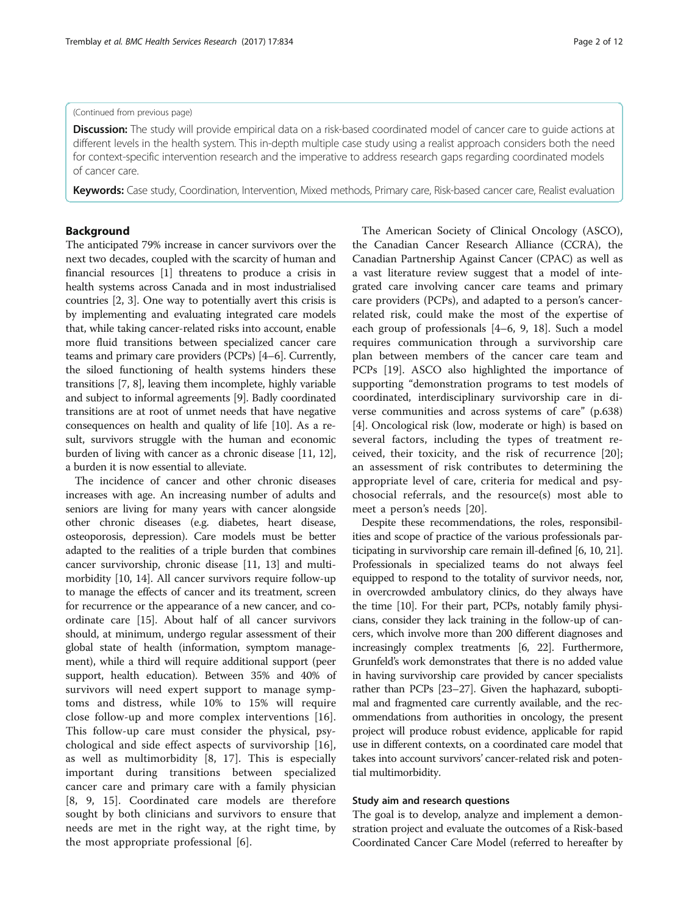(Continued from previous page)

**Discussion:** The study will provide empirical data on a risk-based coordinated model of cancer care to guide actions at different levels in the health system. This in-depth multiple case study using a realist approach considers both the need for context-specific intervention research and the imperative to address research gaps regarding coordinated models of cancer care.

**Keywords:** Case study, Coordination, Intervention, Mixed methods, Primary care, Risk-based cancer care, Realist evaluation

## Background

The anticipated 79% increase in cancer survivors over the next two decades, coupled with the scarcity of human and financial resources [1] threatens to produce a crisis in health systems across Canada and in most industrialised countries [2, 3]. One way to potentially avert this crisis is by implementing and evaluating integrated care models that, while taking cancer-related risks into account, enable more fluid transitions between specialized cancer care teams and primary care providers (PCPs) [4–6]. Currently, the siloed functioning of health systems hinders these transitions [7, 8], leaving them incomplete, highly variable and subject to informal agreements [9]. Badly coordinated transitions are at root of unmet needs that have negative consequences on health and quality of life [10]. As a result, survivors struggle with the human and economic burden of living with cancer as a chronic disease [11, 12], a burden it is now essential to alleviate.

The incidence of cancer and other chronic diseases increases with age. An increasing number of adults and seniors are living for many years with cancer alongside other chronic diseases (e.g. diabetes, heart disease, osteoporosis, depression). Care models must be better adapted to the realities of a triple burden that combines cancer survivorship, chronic disease [11, 13] and multimorbidity [10, 14]. All cancer survivors require follow-up to manage the effects of cancer and its treatment, screen for recurrence or the appearance of a new cancer, and coordinate care [15]. About half of all cancer survivors should, at minimum, undergo regular assessment of their global state of health (information, symptom management), while a third will require additional support (peer support, health education). Between 35% and 40% of survivors will need expert support to manage symptoms and distress, while 10% to 15% will require close follow-up and more complex interventions [16]. This follow-up care must consider the physical, psychological and side effect aspects of survivorship [16], as well as multimorbidity [8, 17]. This is especially important during transitions between specialized cancer care and primary care with a family physician [8, 9, 15]. Coordinated care models are therefore sought by both clinicians and survivors to ensure that needs are met in the right way, at the right time, by the most appropriate professional [6].

The American Society of Clinical Oncology (ASCO), the Canadian Cancer Research Alliance (CCRA), the Canadian Partnership Against Cancer (CPAC) as well as a vast literature review suggest that a model of integrated care involving cancer care teams and primary care providers (PCPs), and adapted to a person's cancer-related risk, could make the most of the expertise of each group of professionals [4–6, 9, 18]. Such a model requires communication through a survivorship care plan between members of the cancer care team and PCPs [19]. ASCO also highlighted the importance of supporting "demonstration programs to test models of coordinated, interdisciplinary survivorship care in diverse communities and across systems of care" (p.638) [4]. Oncological risk (low, moderate or high) is based on several factors, including the types of treatment received, their toxicity, and the risk of recurrence [20]; an assessment of risk contributes to determining the appropriate level of care, criteria for medical and psychosocial referrals, and the resource(s) most able to meet a person's needs [20].

Despite these recommendations, the roles, responsibilities and scope of practice of the various professionals participating in survivorship care remain ill-defined [6, 10, 21]. Professionals in specialized teams do not always feel equipped to respond to the totality of survivor needs, nor, in overcrowded ambulatory clinics, do they always have the time [10]. For their part, PCPs, notably family physicians, consider they lack training in the follow-up of cancers, which involve more than 200 different diagnoses and increasingly complex treatments [6, 22]. Furthermore, Grunfeld's work demonstrates that there is no added value in having survivorship care provided by cancer specialists rather than PCPs [23–27]. Given the haphazard, suboptimal and fragmented care currently available, and the recommendations from authorities in oncology, the present project will produce robust evidence, applicable for rapid use in different contexts, on a coordinated care model that takes into account survivors' cancer-related risk and potential multimorbidity.

### Study aim and research questions

The goal is to develop, analyze and implement a demonstration project and evaluate the outcomes of a Risk-based Coordinated Cancer Care Model (referred to hereafter by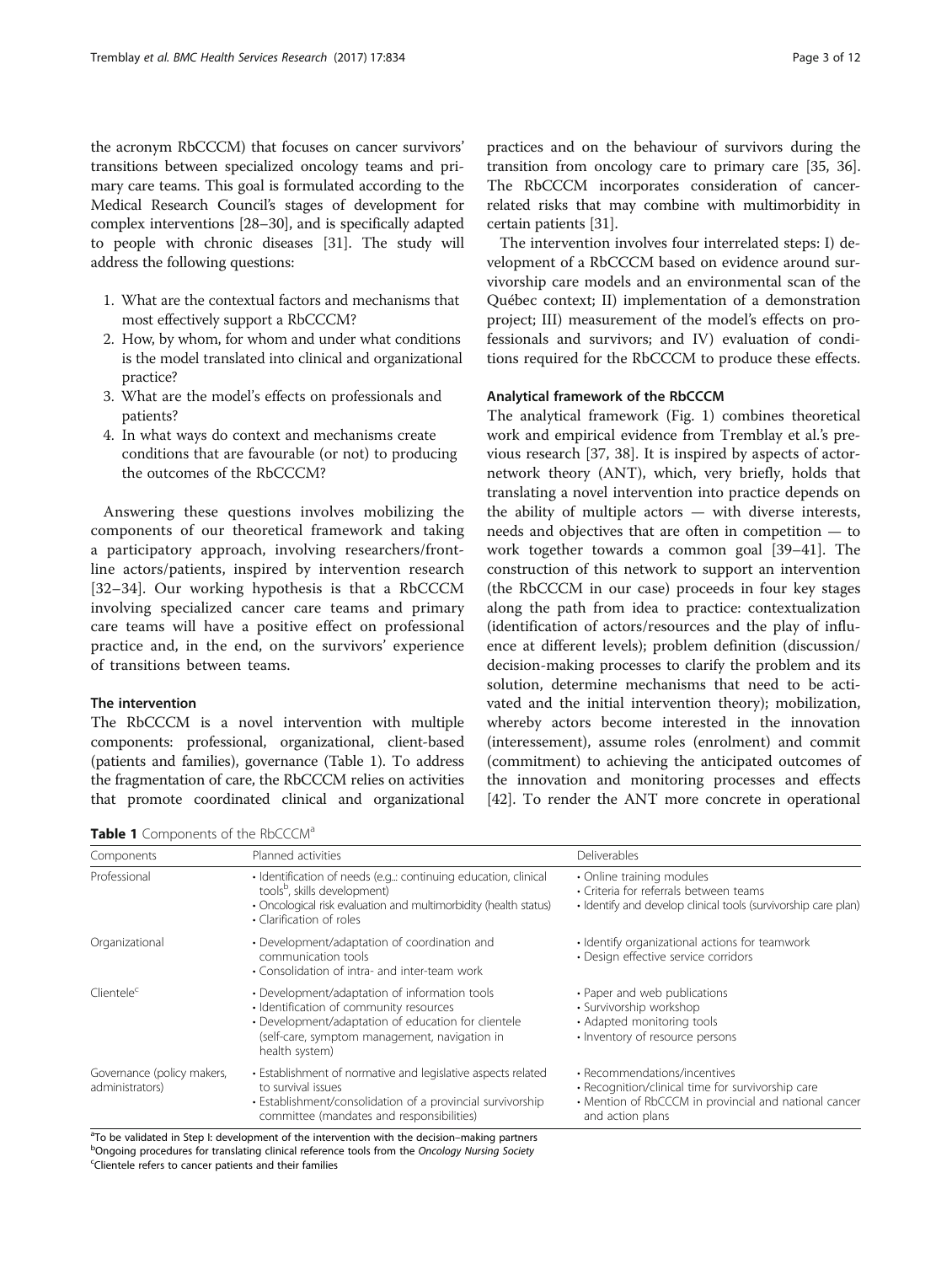the acronym RbCCCM) that focuses on cancer survivors' transitions between specialized oncology teams and primary care teams. This goal is formulated according to the Medical Research Council's stages of development for complex interventions [28–30], and is specifically adapted to people with chronic diseases [31]. The study will address the following questions:

1. What are the contextual factors and mechanisms that most effectively support a RbCCCM?
2. How, by whom, for whom and under what conditions is the model translated into clinical and organizational practice?
3. What are the model's effects on professionals and patients?
4. In what ways do context and mechanisms create conditions that are favourable (or not) to producing the outcomes of the RbCCCM?

Answering these questions involves mobilizing the components of our theoretical framework and taking a participatory approach, involving researchers/frontline actors/patients, inspired by intervention research [32–34]. Our working hypothesis is that a RbCCCM involving specialized cancer care teams and primary care teams will have a positive effect on professional practice and, in the end, on the survivors' experience of transitions between teams.

### The intervention

The RbCCCM is a novel intervention with multiple components: professional, organizational, client-based (patients and families), governance (Table 1). To address the fragmentation of care, the RbCCCM relies on activities that promote coordinated clinical and organizational practices and on the behaviour of survivors during the transition from oncology care to primary care [35, 36]. The RbCCCM incorporates consideration of cancer-related risks that may combine with multimorbidity in certain patients [31].

The intervention involves four interrelated steps: I) development of a RbCCCM based on evidence around survivorship care models and an environmental scan of the Québec context; II) implementation of a demonstration project; III) measurement of the model's effects on professionals and survivors; and IV) evaluation of conditions required for the RbCCCM to produce these effects.

### Analytical framework of the RbCCCM

The analytical framework (Fig. 1) combines theoretical work and empirical evidence from Tremblay et al.'s previous research [37, 38]. It is inspired by aspects of actor-network theory (ANT), which, very briefly, holds that translating a novel intervention into practice depends on the ability of multiple actors — with diverse interests, needs and objectives that are often in competition — to work together towards a common goal [39–41]. The construction of this network to support an intervention (the RbCCCM in our case) proceeds in four key stages along the path from idea to practice: contextualization (identification of actors/resources and the play of influence at different levels); problem definition (discussion/decision-making processes to clarify the problem and its solution, determine mechanisms that need to be activated and the initial intervention theory); mobilization, whereby actors become interested in the innovation (interessement), assume roles (enrolment) and commit (commitment) to achieving the anticipated outcomes of the innovation and monitoring processes and effects [42]. To render the ANT more concrete in operational

**Table 1** Components of the RbCCCM[a]

| Components | Planned activities | Deliverables |
|---|---|---|
| Professional | • Identification of needs (e.g.: continuing education, clinical tools[b], skills development)<br>• Oncological risk evaluation and multimorbidity (health status)<br>• Clarification of roles | • Online training modules<br>• Criteria for referrals between teams<br>• Identify and develop clinical tools (survivorship care plan) |
| Organizational | • Development/adaptation of coordination and communication tools<br>• Consolidation of intra- and inter-team work | • Identify organizational actions for teamwork<br>• Design effective service corridors |
| Clientele[c] | • Development/adaptation of information tools<br>• Identification of community resources<br>• Development/adaptation of education for clientele (self-care, symptom management, navigation in health system) | • Paper and web publications<br>• Survivorship workshop<br>• Adapted monitoring tools<br>• Inventory of resource persons |
| Governance (policy makers, administrators) | • Establishment of normative and legislative aspects related to survival issues<br>• Establishment/consolidation of a provincial survivorship committee (mandates and responsibilities) | • Recommendations/incentives<br>• Recognition/clinical time for survivorship care<br>• Mention of RbCCCM in provincial and national cancer and action plans |

[a]To be validated in Step I: development of the intervention with the decision–making partners
[b]Ongoing procedures for translating clinical reference tools from the *Oncology Nursing Society*
[c]Clientele refers to cancer patients and their families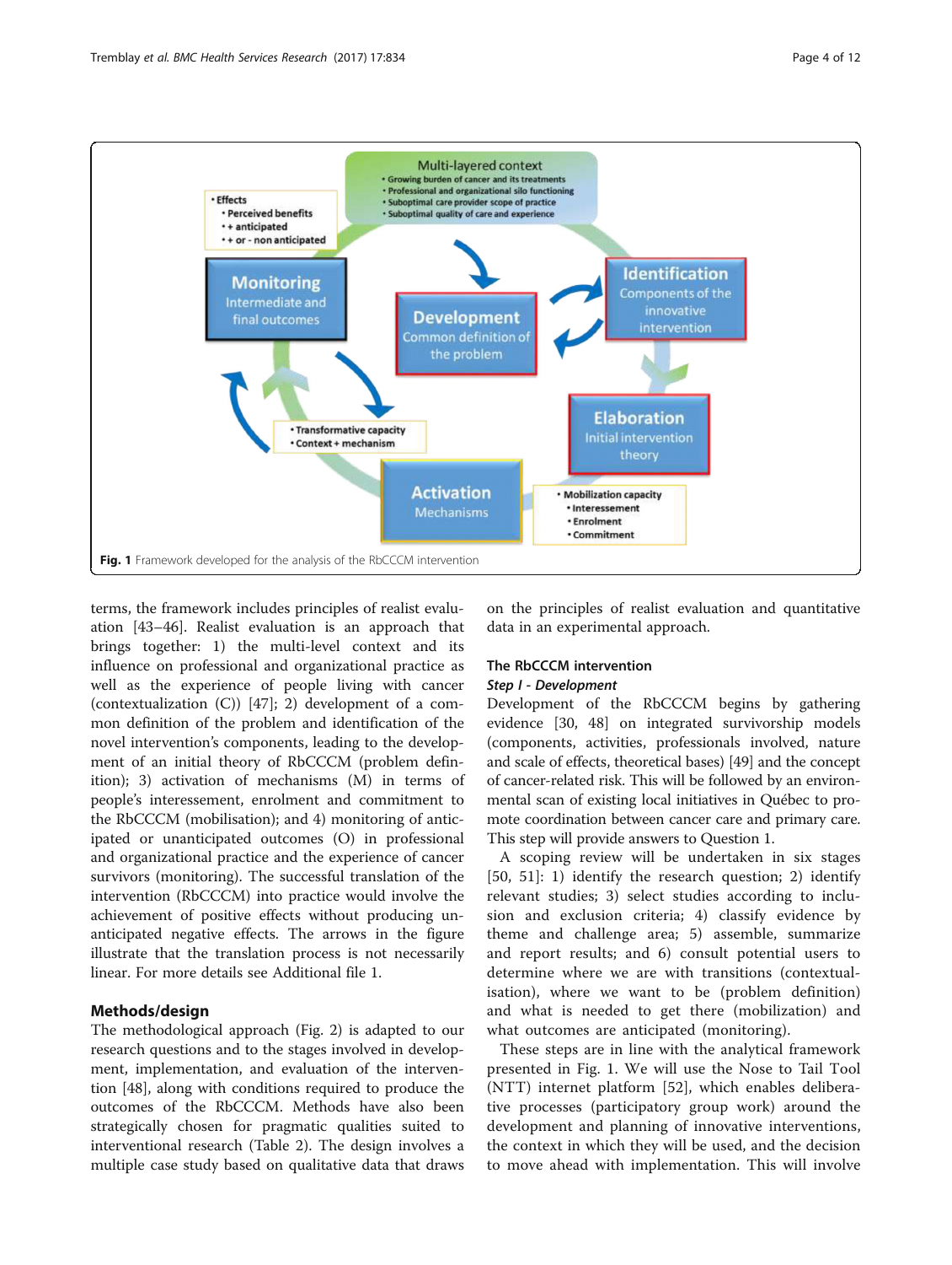Fig. 1 Framework developed for the analysis of the RbCCCM intervention

terms, the framework includes principles of realist evaluation [43–46]. Realist evaluation is an approach that brings together: 1) the multi-level context and its influence on professional and organizational practice as well as the experience of people living with cancer (contextualization (C)) [47]; 2) development of a common definition of the problem and identification of the novel intervention's components, leading to the development of an initial theory of RbCCCM (problem definition); 3) activation of mechanisms (M) in terms of people's interessement, enrolment and commitment to the RbCCCM (mobilisation); and 4) monitoring of anticipated or unanticipated outcomes (O) in professional and organizational practice and the experience of cancer survivors (monitoring). The successful translation of the intervention (RbCCCM) into practice would involve the achievement of positive effects without producing unanticipated negative effects. The arrows in the figure illustrate that the translation process is not necessarily linear. For more details see Additional file 1.

## Methods/design

The methodological approach (Fig. 2) is adapted to our research questions and to the stages involved in development, implementation, and evaluation of the intervention [48], along with conditions required to produce the outcomes of the RbCCCM. Methods have also been strategically chosen for pragmatic qualities suited to interventional research (Table 2). The design involves a multiple case study based on qualitative data that draws on the principles of realist evaluation and quantitative data in an experimental approach.

### The RbCCCM intervention

#### *Step I - Development*

Development of the RbCCCM begins by gathering evidence [30, 48] on integrated survivorship models (components, activities, professionals involved, nature and scale of effects, theoretical bases) [49] and the concept of cancer-related risk. This will be followed by an environmental scan of existing local initiatives in Québec to promote coordination between cancer care and primary care. This step will provide answers to Question 1.

A scoping review will be undertaken in six stages [50, 51]: 1) identify the research question; 2) identify relevant studies; 3) select studies according to inclusion and exclusion criteria; 4) classify evidence by theme and challenge area; 5) assemble, summarize and report results; and 6) consult potential users to determine where we are with transitions (contextualisation), where we want to be (problem definition) and what is needed to get there (mobilization) and what outcomes are anticipated (monitoring).

These steps are in line with the analytical framework presented in Fig. 1. We will use the Nose to Tail Tool (NTT) internet platform [52], which enables deliberative processes (participatory group work) around the development and planning of innovative interventions, the context in which they will be used, and the decision to move ahead with implementation. This will involve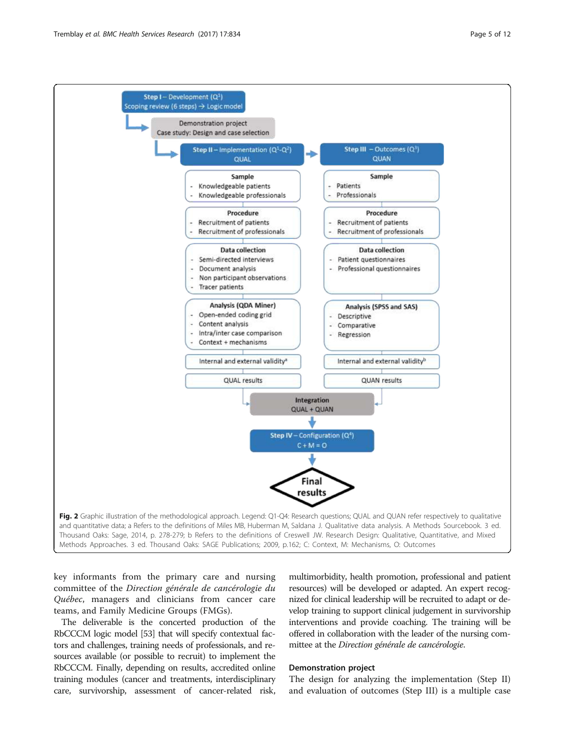Fig. 2 Graphic illustration of the methodological approach. Legend: Q1-Q4: Research questions; QUAL and QUAN refer respectively to qualitative and quantitative data; a Refers to the definitions of Miles MB, Huberman M, Saldana J. Qualitative data analysis. A Methods Sourcebook. 3 ed. Thousand Oaks: Sage, 2014, p. 278-279; b Refers to the definitions of Creswell JW. Research Design: Qualitative, Quantitative, and Mixed Methods Approaches. 3 ed. Thousand Oaks: SAGE Publications; 2009, p.162; C: Context, M: Mechanisms, O: Outcomes

key informants from the primary care and nursing committee of the *Direction générale de cancérologie du Québec*, managers and clinicians from cancer care teams, and Family Medicine Groups (FMGs).

The deliverable is the concerted production of the RbCCCM logic model [53] that will specify contextual factors and challenges, training needs of professionals, and resources available (or possible to recruit) to implement the RbCCCM. Finally, depending on results, accredited online training modules (cancer and treatments, interdisciplinary care, survivorship, assessment of cancer-related risk, multimorbidity, health promotion, professional and patient resources) will be developed or adapted. An expert recognized for clinical leadership will be recruited to adapt or develop training to support clinical judgement in survivorship interventions and provide coaching. The training will be offered in collaboration with the leader of the nursing committee at the *Direction générale de cancérologie*.

### Demonstration project

The design for analyzing the implementation (Step II) and evaluation of outcomes (Step III) is a multiple case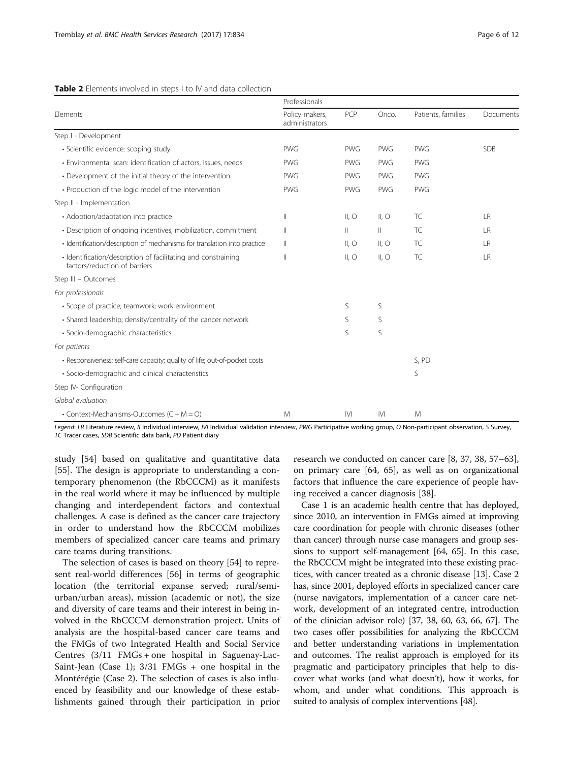**Table 2** Elements involved in steps I to IV and data collection

| Elements | Professionals | | | Patients, families | Documents |
|---|---|---|---|---|---|
| | Policy makers, administrators | PCP | Onco. | | |
| Step I - Development | | | | | |
| • Scientific evidence: scoping study | PWG | PWG | PWG | PWG | SDB |
| • Environmental scan: identification of actors, issues, needs | PWG | PWG | PWG | PWG | |
| • Development of the initial theory of the intervention | PWG | PWG | PWG | PWG | |
| • Production of the logic model of the intervention | PWG | PWG | PWG | PWG | |
| Step II - Implementation | | | | | |
| • Adoption/adaptation into practice | II | II, O | II, O | TC | LR |
| • Description of ongoing incentives, mobilization, commitment | II | II | II | TC | LR |
| • Identification/description of mechanisms for translation into practice | II | II, O | II, O | TC | LR |
| • Identification/description of facilitating and constraining factors/reduction of barriers | II | II, O | II, O | TC | LR |
| Step III – Outcomes | | | | | |
| *For professionals* | | | | | |
| • Scope of practice; teamwork; work environment | | S | S | | |
| • Shared leadership; density/centrality of the cancer network | | S | S | | |
| • Socio-demographic characteristics | | S | S | | |
| *For patients* | | | | | |
| • Responsiveness; self-care capacity; quality of life; out-of-pocket costs | | | | S, PD | |
| • Socio-demographic and clinical characteristics | | | | S | |
| Step IV- Configuration | | | | | |
| *Global evaluation* | | | | | |
| • Context-Mechanisms-Outcomes (C + M = O) | IVI | IVI | IVI | IVI | |

*Legend*: *LR* Literature review, *II* Individual interview, *IVI* Individual validation interview, *PWG* Participative working group, *O* Non-participant observation, *S* Survey, *TC* Tracer cases, *SDB* Scientific data bank, *PD* Patient diary

study [54] based on qualitative and quantitative data [55]. The design is appropriate to understanding a contemporary phenomenon (the RbCCCM) as it manifests in the real world where it may be influenced by multiple changing and interdependent factors and contextual challenges. A case is defined as the cancer care trajectory in order to understand how the RbCCCM mobilizes members of specialized cancer care teams and primary care teams during transitions.

The selection of cases is based on theory [54] to represent real-world differences [56] in terms of geographic location (the territorial expanse served; rural/semi-urban/urban areas), mission (academic or not), the size and diversity of care teams and their interest in being involved in the RbCCCM demonstration project. Units of analysis are the hospital-based cancer care teams and the FMGs of two Integrated Health and Social Service Centres (3/11 FMGs + one hospital in Saguenay-Lac-Saint-Jean (Case 1); 3/31 FMGs + one hospital in the Montérégie (Case 2). The selection of cases is also influenced by feasibility and our knowledge of these establishments gained through their participation in prior research we conducted on cancer care [8, 37, 38, 57–63], on primary care [64, 65], as well as on organizational factors that influence the care experience of people having received a cancer diagnosis [38].

Case 1 is an academic health centre that has deployed, since 2010, an intervention in FMGs aimed at improving care coordination for people with chronic diseases (other than cancer) through nurse case managers and group sessions to support self-management [64, 65]. In this case, the RbCCCM might be integrated into these existing practices, with cancer treated as a chronic disease [13]. Case 2 has, since 2001, deployed efforts in specialized cancer care (nurse navigators, implementation of a cancer care network, development of an integrated centre, introduction of the clinician advisor role) [37, 38, 60, 63, 66, 67]. The two cases offer possibilities for analyzing the RbCCCM and better understanding variations in implementation and outcomes. The realist approach is employed for its pragmatic and participatory principles that help to discover what works (and what doesn't), how it works, for whom, and under what conditions. This approach is suited to analysis of complex interventions [48].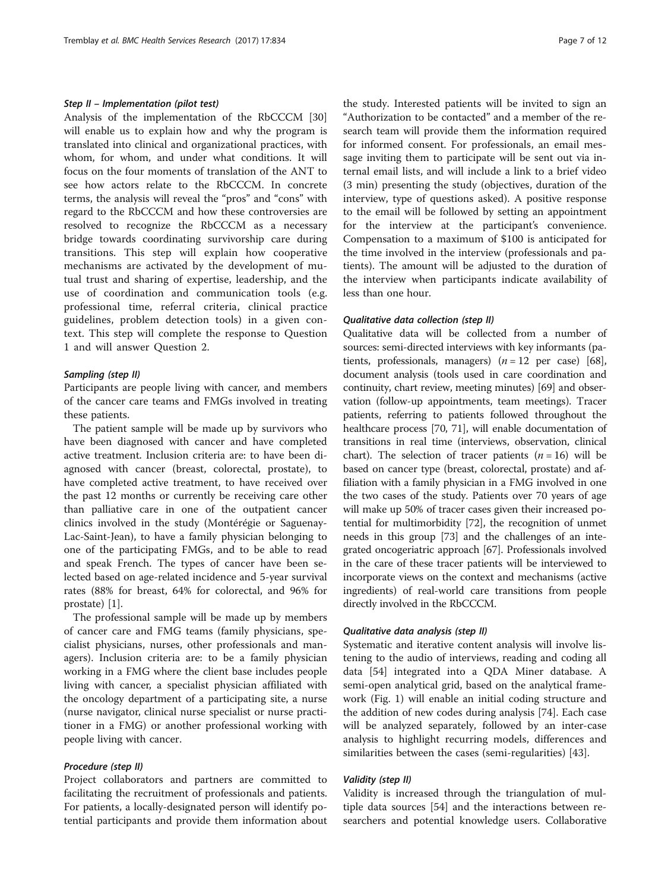#### *Step II – Implementation (pilot test)*

Analysis of the implementation of the RbCCCM [30] will enable us to explain how and why the program is translated into clinical and organizational practices, with whom, for whom, and under what conditions. It will focus on the four moments of translation of the ANT to see how actors relate to the RbCCCM. In concrete terms, the analysis will reveal the "pros" and "cons" with regard to the RbCCCM and how these controversies are resolved to recognize the RbCCCM as a necessary bridge towards coordinating survivorship care during transitions. This step will explain how cooperative mechanisms are activated by the development of mutual trust and sharing of expertise, leadership, and the use of coordination and communication tools (e.g. professional time, referral criteria, clinical practice guidelines, problem detection tools) in a given context. This step will complete the response to Question 1 and will answer Question 2.

#### *Sampling (step II)*

Participants are people living with cancer, and members of the cancer care teams and FMGs involved in treating these patients.

The patient sample will be made up by survivors who have been diagnosed with cancer and have completed active treatment. Inclusion criteria are: to have been diagnosed with cancer (breast, colorectal, prostate), to have completed active treatment, to have received over the past 12 months or currently be receiving care other than palliative care in one of the outpatient cancer clinics involved in the study (Montérégie or Saguenay-Lac-Saint-Jean), to have a family physician belonging to one of the participating FMGs, and to be able to read and speak French. The types of cancer have been selected based on age-related incidence and 5-year survival rates (88% for breast, 64% for colorectal, and 96% for prostate) [1].

The professional sample will be made up by members of cancer care and FMG teams (family physicians, specialist physicians, nurses, other professionals and managers). Inclusion criteria are: to be a family physician working in a FMG where the client base includes people living with cancer, a specialist physician affiliated with the oncology department of a participating site, a nurse (nurse navigator, clinical nurse specialist or nurse practitioner in a FMG) or another professional working with people living with cancer.

#### *Procedure (step II)*

Project collaborators and partners are committed to facilitating the recruitment of professionals and patients. For patients, a locally-designated person will identify potential participants and provide them information about the study. Interested patients will be invited to sign an "Authorization to be contacted" and a member of the research team will provide them the information required for informed consent. For professionals, an email message inviting them to participate will be sent out via internal email lists, and will include a link to a brief video (3 min) presenting the study (objectives, duration of the interview, type of questions asked). A positive response to the email will be followed by setting an appointment for the interview at the participant's convenience. Compensation to a maximum of $100 is anticipated for the time involved in the interview (professionals and patients). The amount will be adjusted to the duration of the interview when participants indicate availability of less than one hour.

#### *Qualitative data collection (step II)*

Qualitative data will be collected from a number of sources: semi-directed interviews with key informants (patients, professionals, managers) ($n = 12$ per case) [68], document analysis (tools used in care coordination and continuity, chart review, meeting minutes) [69] and observation (follow-up appointments, team meetings). Tracer patients, referring to patients followed throughout the healthcare process [70, 71], will enable documentation of transitions in real time (interviews, observation, clinical chart). The selection of tracer patients ($n = 16$) will be based on cancer type (breast, colorectal, prostate) and affiliation with a family physician in a FMG involved in one the two cases of the study. Patients over 70 years of age will make up 50% of tracer cases given their increased potential for multimorbidity [72], the recognition of unmet needs in this group [73] and the challenges of an integrated oncogeriatric approach [67]. Professionals involved in the care of these tracer patients will be interviewed to incorporate views on the context and mechanisms (active ingredients) of real-world care transitions from people directly involved in the RbCCCM.

#### *Qualitative data analysis (step II)*

Systematic and iterative content analysis will involve listening to the audio of interviews, reading and coding all data [54] integrated into a QDA Miner database. A semi-open analytical grid, based on the analytical framework (Fig. 1) will enable an initial coding structure and the addition of new codes during analysis [74]. Each case will be analyzed separately, followed by an inter-case analysis to highlight recurring models, differences and similarities between the cases (semi-regularities) [43].

#### *Validity (step II)*

Validity is increased through the triangulation of multiple data sources [54] and the interactions between researchers and potential knowledge users. Collaborative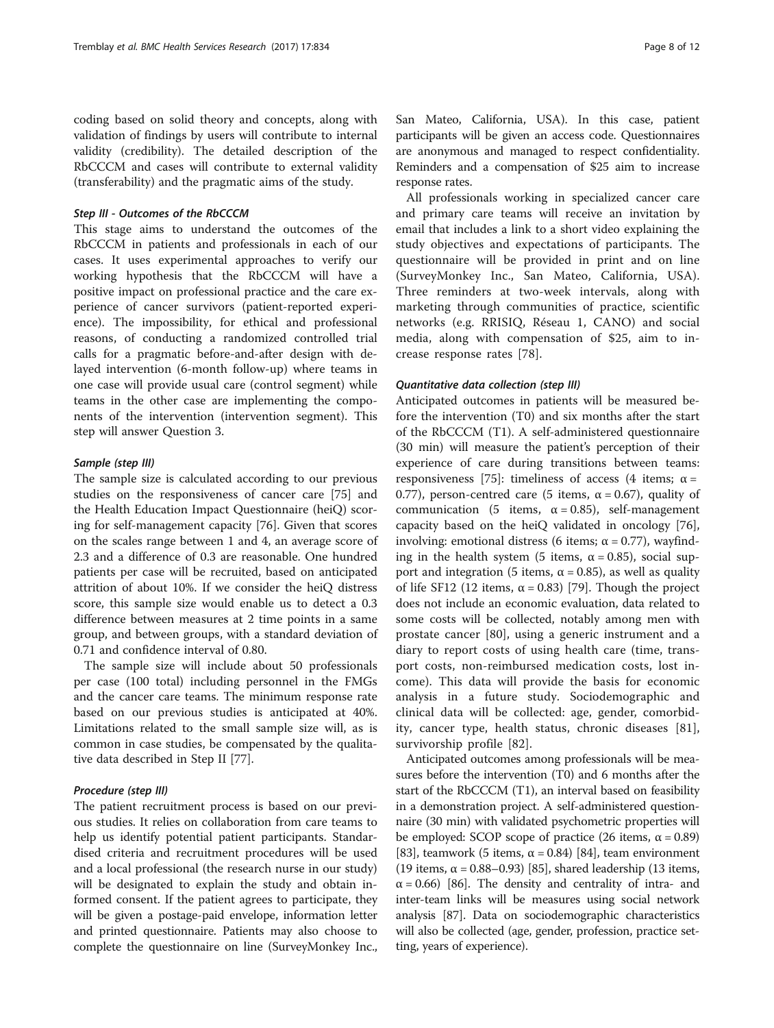coding based on solid theory and concepts, along with validation of findings by users will contribute to internal validity (credibility). The detailed description of the RbCCCM and cases will contribute to external validity (transferability) and the pragmatic aims of the study.

#### *Step III - Outcomes of the RbCCCM*

This stage aims to understand the outcomes of the RbCCCM in patients and professionals in each of our cases. It uses experimental approaches to verify our working hypothesis that the RbCCCM will have a positive impact on professional practice and the care experience of cancer survivors (patient-reported experience). The impossibility, for ethical and professional reasons, of conducting a randomized controlled trial calls for a pragmatic before-and-after design with delayed intervention (6-month follow-up) where teams in one case will provide usual care (control segment) while teams in the other case are implementing the components of the intervention (intervention segment). This step will answer Question 3.

#### *Sample (step III)*

The sample size is calculated according to our previous studies on the responsiveness of cancer care [75] and the Health Education Impact Questionnaire (heiQ) scoring for self-management capacity [76]. Given that scores on the scales range between 1 and 4, an average score of 2.3 and a difference of 0.3 are reasonable. One hundred patients per case will be recruited, based on anticipated attrition of about 10%. If we consider the heiQ distress score, this sample size would enable us to detect a 0.3 difference between measures at 2 time points in a same group, and between groups, with a standard deviation of 0.71 and confidence interval of 0.80.

The sample size will include about 50 professionals per case (100 total) including personnel in the FMGs and the cancer care teams. The minimum response rate based on our previous studies is anticipated at 40%. Limitations related to the small sample size will, as is common in case studies, be compensated by the qualitative data described in Step II [77].

#### *Procedure (step III)*

The patient recruitment process is based on our previous studies. It relies on collaboration from care teams to help us identify potential patient participants. Standardised criteria and recruitment procedures will be used and a local professional (the research nurse in our study) will be designated to explain the study and obtain informed consent. If the patient agrees to participate, they will be given a postage-paid envelope, information letter and printed questionnaire. Patients may also choose to complete the questionnaire on line (SurveyMonkey Inc., San Mateo, California, USA). In this case, patient participants will be given an access code. Questionnaires are anonymous and managed to respect confidentiality. Reminders and a compensation of $25 aim to increase response rates.

All professionals working in specialized cancer care and primary care teams will receive an invitation by email that includes a link to a short video explaining the study objectives and expectations of participants. The questionnaire will be provided in print and on line (SurveyMonkey Inc., San Mateo, California, USA). Three reminders at two-week intervals, along with marketing through communities of practice, scientific networks (e.g. RRISIQ, Réseau 1, CANO) and social media, along with compensation of $25, aim to increase response rates [78].

#### *Quantitative data collection (step III)*

Anticipated outcomes in patients will be measured before the intervention (T0) and six months after the start of the RbCCCM (T1). A self-administered questionnaire (30 min) will measure the patient's perception of their experience of care during transitions between teams: responsiveness [75]: timeliness of access (4 items; $\alpha = 0.77$), person-centred care (5 items, $\alpha = 0.67$), quality of communication (5 items, $\alpha = 0.85$), self-management capacity based on the heiQ validated in oncology [76], involving: emotional distress (6 items; $\alpha = 0.77$), wayfinding in the health system (5 items, $\alpha = 0.85$), social support and integration (5 items, $\alpha = 0.85$), as well as quality of life SF12 (12 items, $\alpha = 0.83$) [79]. Though the project does not include an economic evaluation, data related to some costs will be collected, notably among men with prostate cancer [80], using a generic instrument and a diary to report costs of using health care (time, transport costs, non-reimbursed medication costs, lost income). This data will provide the basis for economic analysis in a future study. Sociodemographic and clinical data will be collected: age, gender, comorbidity, cancer type, health status, chronic diseases [81], survivorship profile [82].

Anticipated outcomes among professionals will be measures before the intervention (T0) and 6 months after the start of the RbCCCM (T1), an interval based on feasibility in a demonstration project. A self-administered questionnaire (30 min) with validated psychometric properties will be employed: SCOP scope of practice (26 items, $\alpha = 0.89$) [83], teamwork (5 items, $\alpha = 0.84$) [84], team environment (19 items, $\alpha = 0.88$–$0.93$) [85], shared leadership (13 items, $\alpha = 0.66$) [86]. The density and centrality of intra- and inter-team links will be measures using social network analysis [87]. Data on sociodemographic characteristics will also be collected (age, gender, profession, practice setting, years of experience).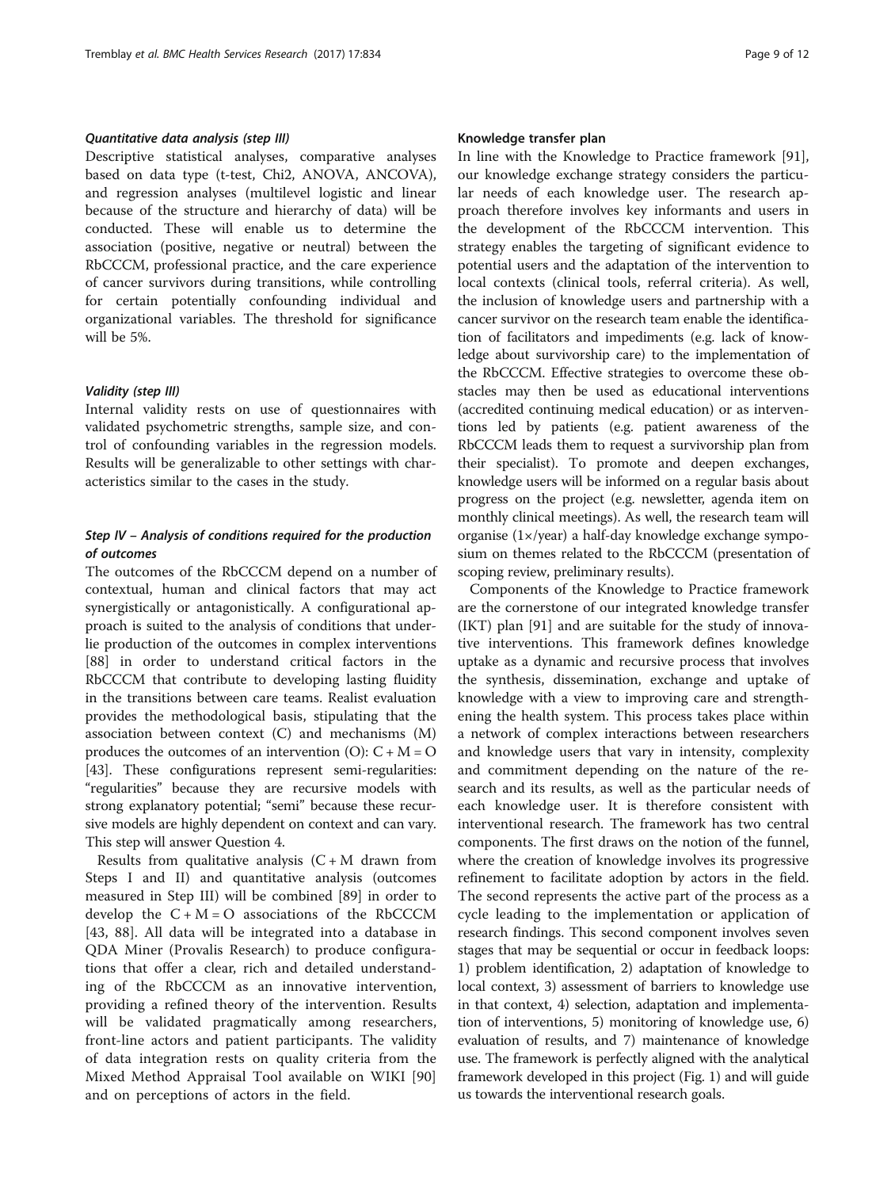#### *Quantitative data analysis (step III)*

Descriptive statistical analyses, comparative analyses based on data type (t-test, Chi2, ANOVA, ANCOVA), and regression analyses (multilevel logistic and linear because of the structure and hierarchy of data) will be conducted. These will enable us to determine the association (positive, negative or neutral) between the RbCCCM, professional practice, and the care experience of cancer survivors during transitions, while controlling for certain potentially confounding individual and organizational variables. The threshold for significance will be 5%.

#### *Validity (step III)*

Internal validity rests on use of questionnaires with validated psychometric strengths, sample size, and control of confounding variables in the regression models. Results will be generalizable to other settings with characteristics similar to the cases in the study.

### *Step IV – Analysis of conditions required for the production of outcomes*

The outcomes of the RbCCCM depend on a number of contextual, human and clinical factors that may act synergistically or antagonistically. A configurational approach is suited to the analysis of conditions that underlie production of the outcomes in complex interventions [88] in order to understand critical factors in the RbCCCM that contribute to developing lasting fluidity in the transitions between care teams. Realist evaluation provides the methodological basis, stipulating that the association between context (C) and mechanisms (M) produces the outcomes of an intervention (O): $C + M = O$ [43]. These configurations represent semi-regularities: "regularities" because they are recursive models with strong explanatory potential; "semi" because these recursive models are highly dependent on context and can vary. This step will answer Question 4.

Results from qualitative analysis ($C + M$ drawn from Steps I and II) and quantitative analysis (outcomes measured in Step III) will be combined [89] in order to develop the $C + M = O$ associations of the RbCCCM [43, 88]. All data will be integrated into a database in QDA Miner (Provalis Research) to produce configurations that offer a clear, rich and detailed understanding of the RbCCCM as an innovative intervention, providing a refined theory of the intervention. Results will be validated pragmatically among researchers, front-line actors and patient participants. The validity of data integration rests on quality criteria from the Mixed Method Appraisal Tool available on WIKI [90] and on perceptions of actors in the field.

### Knowledge transfer plan

In line with the Knowledge to Practice framework [91], our knowledge exchange strategy considers the particular needs of each knowledge user. The research approach therefore involves key informants and users in the development of the RbCCCM intervention. This strategy enables the targeting of significant evidence to potential users and the adaptation of the intervention to local contexts (clinical tools, referral criteria). As well, the inclusion of knowledge users and partnership with a cancer survivor on the research team enable the identification of facilitators and impediments (e.g. lack of knowledge about survivorship care) to the implementation of the RbCCCM. Effective strategies to overcome these obstacles may then be used as educational interventions (accredited continuing medical education) or as interventions led by patients (e.g. patient awareness of the RbCCCM leads them to request a survivorship plan from their specialist). To promote and deepen exchanges, knowledge users will be informed on a regular basis about progress on the project (e.g. newsletter, agenda item on monthly clinical meetings). As well, the research team will organise (1×/year) a half-day knowledge exchange symposium on themes related to the RbCCCM (presentation of scoping review, preliminary results).

Components of the Knowledge to Practice framework are the cornerstone of our integrated knowledge transfer (IKT) plan [91] and are suitable for the study of innovative interventions. This framework defines knowledge uptake as a dynamic and recursive process that involves the synthesis, dissemination, exchange and uptake of knowledge with a view to improving care and strengthening the health system. This process takes place within a network of complex interactions between researchers and knowledge users that vary in intensity, complexity and commitment depending on the nature of the research and its results, as well as the particular needs of each knowledge user. It is therefore consistent with interventional research. The framework has two central components. The first draws on the notion of the funnel, where the creation of knowledge involves its progressive refinement to facilitate adoption by actors in the field. The second represents the active part of the process as a cycle leading to the implementation or application of research findings. This second component involves seven stages that may be sequential or occur in feedback loops: 1) problem identification, 2) adaptation of knowledge to local context, 3) assessment of barriers to knowledge use in that context, 4) selection, adaptation and implementation of interventions, 5) monitoring of knowledge use, 6) evaluation of results, and 7) maintenance of knowledge use. The framework is perfectly aligned with the analytical framework developed in this project (Fig. 1) and will guide us towards the interventional research goals.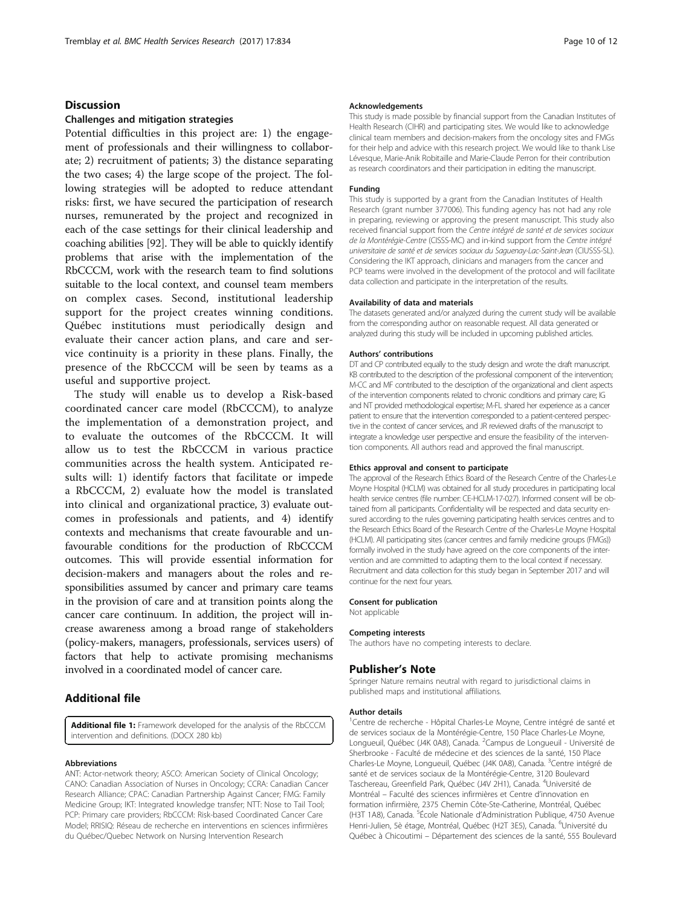## Discussion

### Challenges and mitigation strategies

Potential difficulties in this project are: 1) the engagement of professionals and their willingness to collaborate; 2) recruitment of patients; 3) the distance separating the two cases; 4) the large scope of the project. The following strategies will be adopted to reduce attendant risks: first, we have secured the participation of research nurses, remunerated by the project and recognized in each of the case settings for their clinical leadership and coaching abilities [92]. They will be able to quickly identify problems that arise with the implementation of the RbCCCM, work with the research team to find solutions suitable to the local context, and counsel team members on complex cases. Second, institutional leadership support for the project creates winning conditions. Québec institutions must periodically design and evaluate their cancer action plans, and care and service continuity is a priority in these plans. Finally, the presence of the RbCCCM will be seen by teams as a useful and supportive project.

The study will enable us to develop a Risk-based coordinated cancer care model (RbCCCM), to analyze the implementation of a demonstration project, and to evaluate the outcomes of the RbCCCM. It will allow us to test the RbCCCM in various practice communities across the health system. Anticipated results will: 1) identify factors that facilitate or impede a RbCCCM, 2) evaluate how the model is translated into clinical and organizational practice, 3) evaluate outcomes in professionals and patients, and 4) identify contexts and mechanisms that create favourable and unfavourable conditions for the production of RbCCCM outcomes. This will provide essential information for decision-makers and managers about the roles and responsibilities assumed by cancer and primary care teams in the provision of care and at transition points along the cancer care continuum. In addition, the project will increase awareness among a broad range of stakeholders (policy-makers, managers, professionals, services users) of factors that help to activate promising mechanisms involved in a coordinated model of cancer care.

## Additional file

**Additional file 1:** Framework developed for the analysis of the RbCCCM intervention and definitions. (DOCX 280 kb)

#### Abbreviations

ANT: Actor-network theory; ASCO: American Society of Clinical Oncology; CANO: Canadian Association of Nurses in Oncology; CCRA: Canadian Cancer Research Alliance; CPAC: Canadian Partnership Against Cancer; FMG: Family Medicine Group; IKT: Integrated knowledge transfer; NTT: Nose to Tail Tool; PCP: Primary care providers; RbCCCM: Risk-based Coordinated Cancer Care Model; RRISIQ: Réseau de recherche en interventions en sciences infirmières du Québec/Quebec Network on Nursing Intervention Research

#### Acknowledgements

This study is made possible by financial support from the Canadian Institutes of Health Research (CIHR) and participating sites. We would like to acknowledge clinical team members and decision-makers from the oncology sites and FMGs for their help and advice with this research project. We would like to thank Lise Lévesque, Marie-Anik Robitaille and Marie-Claude Perron for their contribution as research coordinators and their participation in editing the manuscript.

#### Funding

This study is supported by a grant from the Canadian Institutes of Health Research (grant number 377006). This funding agency has not had any role in preparing, reviewing or approving the present manuscript. This study also received financial support from the *Centre intégré de santé et de services sociaux de la Montérégie-Centre* (CISSS-MC) and in-kind support from the *Centre intégré universitaire de santé et de services sociaux du Saguenay-Lac-Saint-Jean* (CIUSSS-SL). Considering the IKT approach, clinicians and managers from the cancer and PCP teams were involved in the development of the protocol and will facilitate data collection and participate in the interpretation of the results.

#### Availability of data and materials

The datasets generated and/or analyzed during the current study will be available from the corresponding author on reasonable request. All data generated or analyzed during this study will be included in upcoming published articles.

#### Authors' contributions

DT and CP contributed equally to the study design and wrote the draft manuscript. KB contributed to the description of the professional component of the intervention; M-CC and MF contributed to the description of the organizational and client aspects of the intervention components related to chronic conditions and primary care; IG and NT provided methodological expertise; M-FL shared her experience as a cancer patient to ensure that the intervention corresponded to a patient-centered perspective in the context of cancer services, and JR reviewed drafts of the manuscript to integrate a knowledge user perspective and ensure the feasibility of the intervention components. All authors read and approved the final manuscript.

#### Ethics approval and consent to participate

The approval of the Research Ethics Board of the Research Centre of the Charles-Le Moyne Hospital (HCLM) was obtained for all study procedures in participating local health service centres (file number: CE-HCLM-17-027). Informed consent will be obtained from all participants. Confidentiality will be respected and data security ensured according to the rules governing participating health services centres and to the Research Ethics Board of the Research Centre of the Charles-Le Moyne Hospital (HCLM). All participating sites (cancer centres and family medicine groups (FMGs)) formally involved in the study have agreed on the core components of the intervention and are committed to adapting them to the local context if necessary. Recruitment and data collection for this study began in September 2017 and will continue for the next four years.

#### Consent for publication

Not applicable

#### Competing interests

The authors have no competing interests to declare.

## Publisher's Note

Springer Nature remains neutral with regard to jurisdictional claims in published maps and institutional affiliations.

#### Author details

[1]Centre de recherche - Hôpital Charles-Le Moyne, Centre intégré de santé et de services sociaux de la Montérégie-Centre, 150 Place Charles-Le Moyne, Longueuil, Québec (J4K 0A8), Canada. [2]Campus de Longueuil - Université de Sherbrooke - Faculté de médecine et des sciences de la santé, 150 Place Charles-Le Moyne, Longueuil, Québec (J4K 0A8), Canada. [3]Centre intégré de santé et de services sociaux de la Montérégie-Centre, 3120 Boulevard Taschereau, Greenfield Park, Québec (J4V 2H1), Canada. [4]Université de Montréal – Faculté des sciences infirmières et Centre d'innovation en formation infirmière, 2375 Chemin Côte-Ste-Catherine, Montréal, Québec (H3T 1A8), Canada. [5]École Nationale d'Administration Publique, 4750 Avenue Henri-Julien, 5è étage, Montréal, Québec (H2T 3E5), Canada. [6]Université du Québec à Chicoutimi – Département des sciences de la santé, 555 Boulevard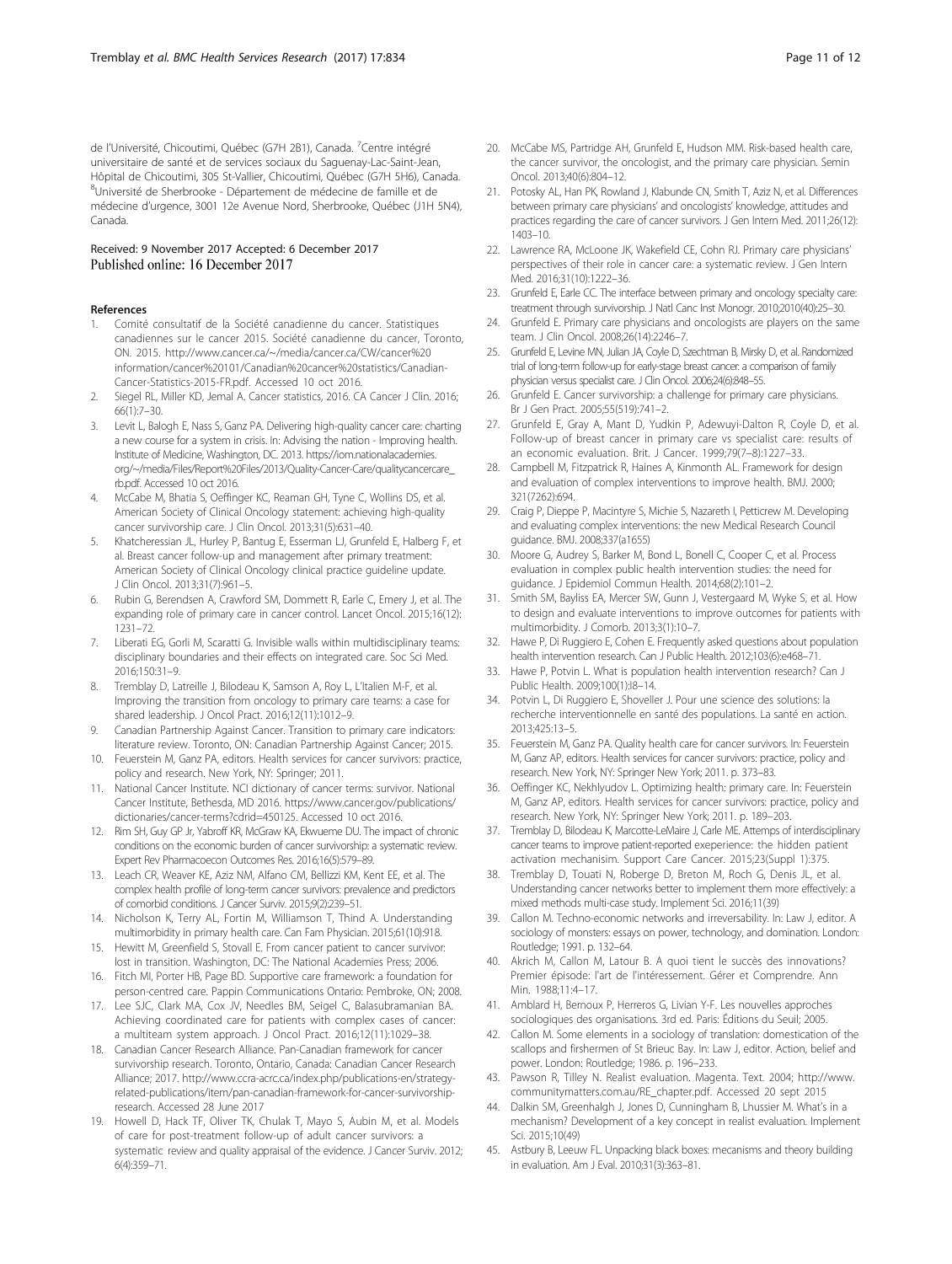de l'Université, Chicoutimi, Québec (G7H 2B1), Canada. [7]Centre intégré universitaire de santé et de services sociaux du Saguenay-Lac-Saint-Jean, Hôpital de Chicoutimi, 305 St-Vallier, Chicoutimi, Québec (G7H 5H6), Canada. [8]Université de Sherbrooke - Département de médecine de famille et de médecine d'urgence, 3001 12e Avenue Nord, Sherbrooke, Québec (J1H 5N4), Canada.

Received: 9 November 2017 Accepted: 6 December 2017
Published online: 16 December 2017

## References

1. Comité consultatif de la Société canadienne du cancer. Statistiques canadiennes sur le cancer 2015. Société canadienne du cancer, Toronto, ON. 2015. http://www.cancer.ca/~/media/cancer.ca/CW/cancer%20information/cancer%20101/Canadian%20cancer%20statistics/Canadian-Cancer-Statistics-2015-FR.pdf. Accessed 10 oct 2016.
2. Siegel RL, Miller KD, Jemal A. Cancer statistics, 2016. CA Cancer J Clin. 2016; 66(1):7–30.
3. Levit L, Balogh E, Nass S, Ganz PA. Delivering high-quality cancer care: charting a new course for a system in crisis. In: Advising the nation - Improving health. Institute of Medicine, Washington, DC. 2013. https://iom.nationalacademies.org/~/media/Files/Report%20Files/2013/Quality-Cancer-Care/qualitycancercare_rb.pdf. Accessed 10 oct 2016.
4. McCabe M, Bhatia S, Oeffinger KC, Reaman GH, Tyne C, Wollins DS, et al. American Society of Clinical Oncology statement: achieving high-quality cancer survivorship care. J Clin Oncol. 2013;31(5):631–40.
5. Khatcheressian JL, Hurley P, Bantug E, Esserman LJ, Grunfeld E, Halberg F, et al. Breast cancer follow-up and management after primary treatment: American Society of Clinical Oncology clinical practice guideline update. J Clin Oncol. 2013;31(7):961–5.
6. Rubin G, Berendsen A, Crawford SM, Dommett R, Earle C, Emery J, et al. The expanding role of primary care in cancer control. Lancet Oncol. 2015;16(12): 1231–72.
7. Liberati EG, Gorli M, Scaratti G. Invisible walls within multidisciplinary teams: disciplinary boundaries and their effects on integrated care. Soc Sci Med. 2016;150:31–9.
8. Tremblay D, Latreille J, Bilodeau K, Samson A, Roy L, L'Italien M-F, et al. Improving the transition from oncology to primary care teams: a case for shared leadership. J Oncol Pract. 2016;12(11):1012–9.
9. Canadian Partnership Against Cancer. Transition to primary care indicators: literature review. Toronto, ON: Canadian Partnership Against Cancer; 2015.
10. Feuerstein M, Ganz PA, editors. Health services for cancer survivors: practice, policy and research. New York, NY: Springer; 2011.
11. National Cancer Institute. NCI dictionary of cancer terms: survivor. National Cancer Institute, Bethesda, MD 2016. https://www.cancer.gov/publications/dictionaries/cancer-terms?cdrid=450125. Accessed 10 oct 2016.
12. Rim SH, Guy GP Jr, Yabroff KR, McGraw KA, Ekwueme DU. The impact of chronic conditions on the economic burden of cancer survivorship: a systematic review. Expert Rev Pharmacoecon Outcomes Res. 2016;16(5):579–89.
13. Leach CR, Weaver KE, Aziz NM, Alfano CM, Bellizzi KM, Kent EE, et al. The complex health profile of long-term cancer survivors: prevalence and predictors of comorbid conditions. J Cancer Surviv. 2015;9(2):239–51.
14. Nicholson K, Terry AL, Fortin M, Williamson T, Thind A. Understanding multimorbidity in primary health care. Can Fam Physician. 2015;61(10):918.
15. Hewitt M, Greenfield S, Stovall E. From cancer patient to cancer survivor: lost in transition. Washington, DC: The National Academies Press; 2006.
16. Fitch MI, Porter HB, Page BD. Supportive care framework: a foundation for person-centred care. Pappin Communications Ontario: Pembroke, ON; 2008.
17. Lee SJC, Clark MA, Cox JV, Needles BM, Seigel C, Balasubramanian BA. Achieving coordinated care for patients with complex cases of cancer: a multiteam system approach. J Oncol Pract. 2016;12(11):1029–38.
18. Canadian Cancer Research Alliance. Pan-Canadian framework for cancer survivorship research. Toronto, Ontario, Canada: Canadian Cancer Research Alliance; 2017. http://www.ccra-acrc.ca/index.php/publications-en/strategy-related-publications/item/pan-canadian-framework-for-cancer-survivorship-research. Accessed 28 June 2017
19. Howell D, Hack TF, Oliver TK, Chulak T, Mayo S, Aubin M, et al. Models of care for post-treatment follow-up of adult cancer survivors: a systematic review and quality appraisal of the evidence. J Cancer Surviv. 2012; 6(4):359–71.
20. McCabe MS, Partridge AH, Grunfeld E, Hudson MM. Risk-based health care, the cancer survivor, the oncologist, and the primary care physician. Semin Oncol. 2013;40(6):804–12.
21. Potosky AL, Han PK, Rowland J, Klabunde CN, Smith T, Aziz N, et al. Differences between primary care physicians' and oncologists' knowledge, attitudes and practices regarding the care of cancer survivors. J Gen Intern Med. 2011;26(12): 1403–10.
22. Lawrence RA, McLoone JK, Wakefield CE, Cohn RJ. Primary care physicians' perspectives of their role in cancer care: a systematic review. J Gen Intern Med. 2016;31(10):1222–36.
23. Grunfeld E, Earle CC. The interface between primary and oncology specialty care: treatment through survivorship. J Natl Canc Inst Monogr. 2010;2010(40):25–30.
24. Grunfeld E. Primary care physicians and oncologists are players on the same team. J Clin Oncol. 2008;26(14):2246–7.
25. Grunfeld E, Levine MN, Julian JA, Coyle D, Szechtman B, Mirsky D, et al. Randomized trial of long-term follow-up for early-stage breast cancer: a comparison of family physician versus specialist care. J Clin Oncol. 2006;24(6):848–55.
26. Grunfeld E. Cancer survivorship: a challenge for primary care physicians. Br J Gen Pract. 2005;55(519):741–2.
27. Grunfeld E, Gray A, Mant D, Yudkin P, Adewuyi-Dalton R, Coyle D, et al. Follow-up of breast cancer in primary care vs specialist care: results of an economic evaluation. Brit. J Cancer. 1999;79(7–8):1227–33.
28. Campbell M, Fitzpatrick R, Haines A, Kinmonth AL. Framework for design and evaluation of complex interventions to improve health. BMJ. 2000; 321(7262):694.
29. Craig P, Dieppe P, Macintyre S, Michie S, Nazareth I, Petticrew M. Developing and evaluating complex interventions: the new Medical Research Council guidance. BMJ. 2008;337(a1655)
30. Moore G, Audrey S, Barker M, Bond L, Bonell C, Cooper C, et al. Process evaluation in complex public health intervention studies: the need for guidance. J Epidemiol Commun Health. 2014;68(2):101–2.
31. Smith SM, Bayliss EA, Mercer SW, Gunn J, Vestergaard M, Wyke S, et al. How to design and evaluate interventions to improve outcomes for patients with multimorbidity. J Comorb. 2013;3(1):10–7.
32. Hawe P, Di Ruggiero E, Cohen E. Frequently asked questions about population health intervention research. Can J Public Health. 2012;103(6):e468–71.
33. Hawe P, Potvin L. What is population health intervention research? Can J Public Health. 2009;100(1):I8–14.
34. Potvin L, Di Ruggiero E, Shoveller J. Pour une science des solutions: la recherche interventionnelle en santé des populations. La santé en action. 2013;425:13–5.
35. Feuerstein M, Ganz PA. Quality health care for cancer survivors. In: Feuerstein M, Ganz AP, editors. Health services for cancer survivors: practice, policy and research. New York, NY: Springer New York; 2011. p. 373–83.
36. Oeffinger KC, Nekhlyudov L. Optimizing health: primary care. In: Feuerstein M, Ganz AP, editors. Health services for cancer survivors: practice, policy and research. New York, NY: Springer New York; 2011. p. 189–203.
37. Tremblay D, Bilodeau K, Marcotte-LeMaire J, Carle ME. Attemps of interdisciplinary cancer teams to improve patient-reported exeperience: the hidden patient activation mechanism. Support Care Cancer. 2015;23(Suppl 1):375.
38. Tremblay D, Touati N, Roberge D, Breton M, Roch G, Denis JL, et al. Understanding cancer networks better to implement them more effectively: a mixed methods multi-case study. Implement Sci. 2016;11(39)
39. Callon M. Techno-economic networks and irreversibility. In: Law J, editor. A sociology of monsters: essays on power, technology, and domination. London: Routledge; 1991. p. 132–64.
40. Akrich M, Callon M, Latour B. A quoi tient le succès des innovations? Premier épisode: l'art de l'intéressement. Gérer et Comprendre. Ann Min. 1988;11:4–17.
41. Amblard H, Bernoux P, Herreros G, Livian Y-F. Les nouvelles approches sociologiques des organisations. 3rd ed. Paris: Éditions du Seuil; 2005.
42. Callon M. Some elements in a sociology of translation: domestication of the scallops and firshermen of St Brieuc Bay. In: Law J, editor. Action, belief and power. London: Routledge; 1986. p. 196–233.
43. Pawson R, Tilley N. Realist evaluation. Magenta. Text. 2004; http://www.communitymatters.com.au/RE_chapter.pdf. Accessed 20 sept 2015
44. Dalkin SM, Greenhalgh J, Jones D, Cunningham B, Lhussier M. What's in a mechanism? Development of a key concept in realist evaluation. Implement Sci. 2015;10(49)
45. Astbury B, Leeuw FL. Unpacking black boxes: mechanisms and theory building in evaluation. Am J Eval. 2010;31(3):363–81.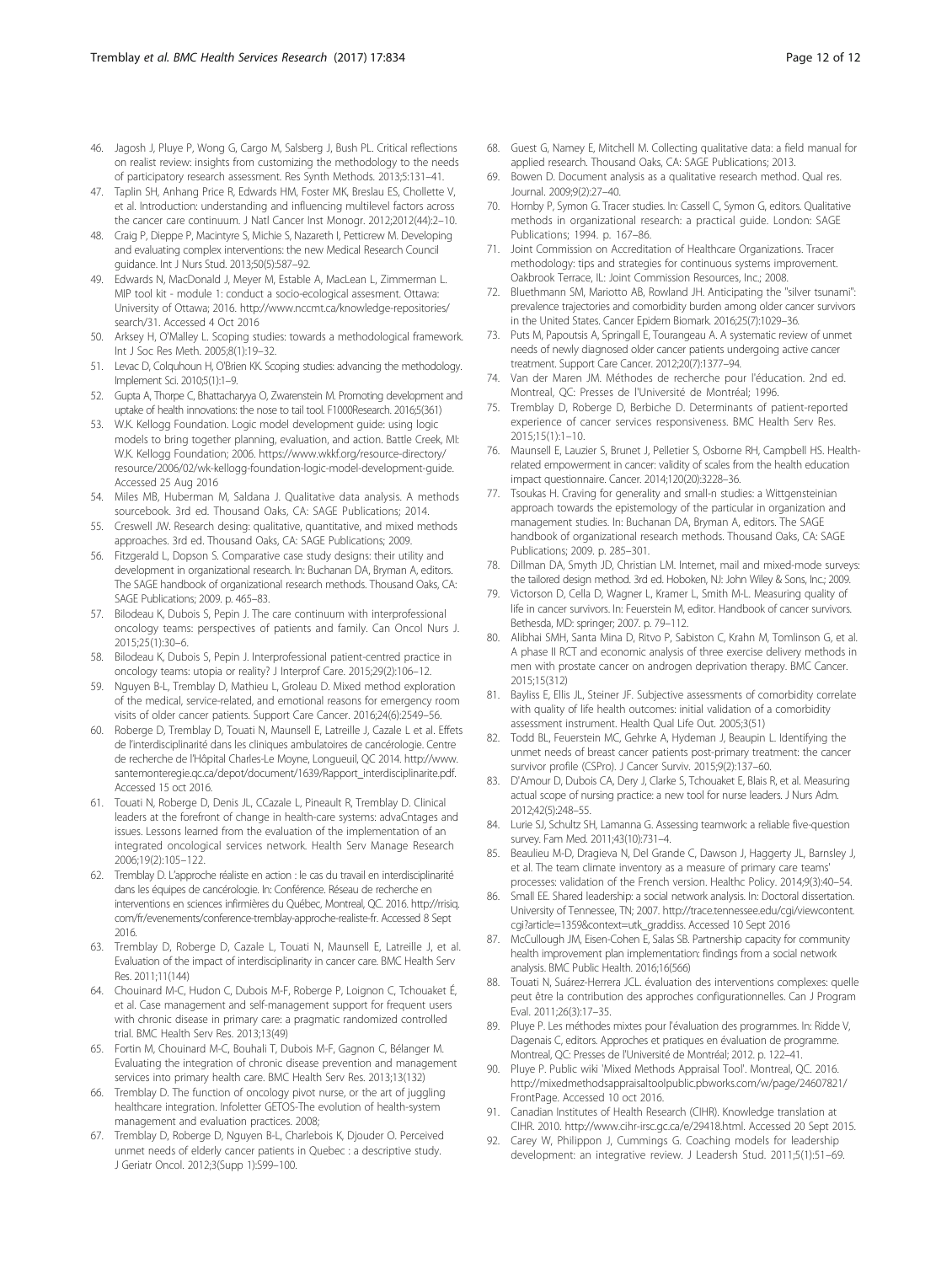46. Jagosh J, Pluye P, Wong G, Cargo M, Salsberg J, Bush PL. Critical reflections on realist review: insights from customizing the methodology to the needs of participatory research assessment. Res Synth Methods. 2013;5:131–41.
47. Taplin SH, Anhang Price R, Edwards HM, Foster MK, Breslau ES, Chollette V, et al. Introduction: understanding and influencing multilevel factors across the cancer care continuum. J Natl Cancer Inst Monogr. 2012;2012(44):2–10.
48. Craig P, Dieppe P, Macintyre S, Michie S, Nazareth I, Petticrew M. Developing and evaluating complex interventions: the new Medical Research Council guidance. Int J Nurs Stud. 2013;50(5):587–92.
49. Edwards N, MacDonald J, Meyer M, Estable A, MacLean L, Zimmerman L. MIP tool kit - module 1: conduct a socio-ecological assesment. Ottawa: University of Ottawa; 2016. http://www.nccmt.ca/knowledge-repositories/search/31. Accessed 4 Oct 2016
50. Arksey H, O'Malley L. Scoping studies: towards a methodological framework. Int J Soc Res Meth. 2005;8(1):19–32.
51. Levac D, Colquhoun H, O'Brien KK. Scoping studies: advancing the methodology. Implement Sci. 2010;5(1):1–9.
52. Gupta A, Thorpe C, Bhattacharyya O, Zwarenstein M. Promoting development and uptake of health innovations: the nose to tail tool. F1000Research. 2016;5(361)
53. W.K. Kellogg Foundation. Logic model development guide: using logic models to bring together planning, evaluation, and action. Battle Creek, MI: W.K. Kellogg Foundation; 2006. https://www.wkkf.org/resource-directory/resource/2006/02/wk-kellogg-foundation-logic-model-development-guide. Accessed 25 Aug 2016
54. Miles MB, Huberman M, Saldana J. Qualitative data analysis. A methods sourcebook. 3rd ed. Thousand Oaks, CA: SAGE Publications; 2014.
55. Creswell JW. Research desing: qualitative, quantitative, and mixed methods approaches. 3rd ed. Thousand Oaks, CA: SAGE Publications; 2009.
56. Fitzgerald L, Dopson S. Comparative case study designs: their utility and development in organizational research. In: Buchanan DA, Bryman A, editors. The SAGE handbook of organizational research methods. Thousand Oaks, CA: SAGE Publications; 2009. p. 465–83.
57. Bilodeau K, Dubois S, Pepin J. The care continuum with interprofessional oncology teams: perspectives of patients and family. Can Oncol Nurs J. 2015;25(1):30–6.
58. Bilodeau K, Dubois S, Pepin J. Interprofessional patient-centred practice in oncology teams: utopia or reality? J Interprof Care. 2015;29(2):106–12.
59. Nguyen B-L, Tremblay D, Mathieu L, Groleau D. Mixed method exploration of the medical, service-related, and emotional reasons for emergency room visits of older cancer patients. Support Care Cancer. 2016;24(6):2549–56.
60. Roberge D, Tremblay D, Touati N, Maunsell E, Latreille J, Cazale L et al. Effets de l'interdisciplinarité dans les cliniques ambulatoires de cancérologie. Centre de recherche de l'Hôpital Charles-Le Moyne, Longueuil, QC 2014. http://www.santemonteregie.qc.ca/depot/document/1639/Rapport_interdisciplinarite.pdf. Accessed 15 oct 2016.
61. Touati N, Roberge D, Denis JL, CCazale L, Pineault R, Tremblay D. Clinical leaders at the forefront of change in health-care systems: advaCntages and issues. Lessons learned from the evaluation of the implementation of an integrated oncological services network. Health Serv Manage Research 2006;19(2):105–122.
62. Tremblay D. L'approche réaliste en action : le cas du travail en interdisciplinarité dans les équipes de cancérologie. In: Conférence. Réseau de recherche en interventions en sciences infirmières du Québec, Montreal, QC. 2016. http://rrisiq.com/fr/evenements/conference-tremblay-approche-realiste-fr. Accessed 8 Sept 2016.
63. Tremblay D, Roberge D, Cazale L, Touati N, Maunsell E, Latreille J, et al. Evaluation of the impact of interdisciplinarity in cancer care. BMC Health Serv Res. 2011;11(144)
64. Chouinard M-C, Hudon C, Dubois M-F, Roberge P, Loignon C, Tchouaket É, et al. Case management and self-management support for frequent users with chronic disease in primary care: a pragmatic randomized controlled trial. BMC Health Serv Res. 2013;13(49)
65. Fortin M, Chouinard M-C, Bouhali T, Dubois M-F, Gagnon C, Bélanger M. Evaluating the integration of chronic disease prevention and management services into primary health care. BMC Health Serv Res. 2013;13(132)
66. Tremblay D. The function of oncology pivot nurse, or the art of juggling healthcare integration. Infoletter GETOS-The evolution of health-system management and evaluation practices. 2008;
67. Tremblay D, Roberge D, Nguyen B-L, Charlebois K, Djouder O. Perceived unmet needs of elderly cancer patients in Quebec : a descriptive study. J Geriatr Oncol. 2012;3(Supp 1):S99–100.
68. Guest G, Namey E, Mitchell M. Collecting qualitative data: a field manual for applied research. Thousand Oaks, CA: SAGE Publications; 2013.
69. Bowen D. Document analysis as a qualitative research method. Qual res. Journal. 2009;9(2):27–40.
70. Hornby P, Symon G. Tracer studies. In: Cassell C, Symon G, editors. Qualitative methods in organizational research: a practical guide. London: SAGE Publications; 1994. p. 167–86.
71. Joint Commission on Accreditation of Healthcare Organizations. Tracer methodology: tips and strategies for continuous systems improvement. Oakbrook Terrace, IL: Joint Commission Resources, Inc.; 2008.
72. Bluethmann SM, Mariotto AB, Rowland JH. Anticipating the "silver tsunami": prevalence trajectories and comorbidity burden among older cancer survivors in the United States. Cancer Epidem Biomark. 2016;25(7):1029–36.
73. Puts M, Papoutsis A, Springall E, Tourangeau A. A systematic review of unmet needs of newly diagnosed older cancer patients undergoing active cancer treatment. Support Care Cancer. 2012;20(7):1377–94.
74. Van der Maren JM. Méthodes de recherche pour l'éducation. 2nd ed. Montreal, QC: Presses de l'Université de Montréal; 1996.
75. Tremblay D, Roberge D, Berbiche D. Determinants of patient-reported experience of cancer services responsiveness. BMC Health Serv Res. 2015;15(1):1–10.
76. Maunsell E, Lauzier S, Brunet J, Pelletier S, Osborne RH, Campbell HS. Health-related empowerment in cancer: validity of scales from the health education impact questionnaire. Cancer. 2014;120(20):3228–36.
77. Tsoukas H. Craving for generality and small-n studies: a Wittgensteinian approach towards the epistemology of the particular in organization and management studies. In: Buchanan DA, Bryman A, editors. The SAGE handbook of organizational research methods. Thousand Oaks, CA: SAGE Publications; 2009. p. 285–301.
78. Dillman DA, Smyth JD, Christian LM. Internet, mail and mixed-mode surveys: the tailored design method. 3rd ed. Hoboken, NJ: John Wiley & Sons, Inc.; 2009.
79. Victorson D, Cella D, Wagner L, Kramer L, Smith M-L. Measuring quality of life in cancer survivors. In: Feuerstein M, editor. Handbook of cancer survivors. Bethesda, MD: springer; 2007. p. 79–112.
80. Alibhai SMH, Santa Mina D, Ritvo P, Sabiston C, Krahn M, Tomlinson G, et al. A phase II RCT and economic analysis of three exercise delivery methods in men with prostate cancer on androgen deprivation therapy. BMC Cancer. 2015;15(312)
81. Bayliss E, Ellis JL, Steiner JF. Subjective assessments of comorbidity correlate with quality of life health outcomes: initial validation of a comorbidity assessment instrument. Health Qual Life Out. 2005;3(51)
82. Todd BL, Feuerstein MC, Gehrke A, Hydeman J, Beaupin L. Identifying the unmet needs of breast cancer patients post-primary treatment: the cancer survivor profile (CSPro). J Cancer Surviv. 2015;9(2):137–60.
83. D'Amour D, Dubois CA, Dery J, Clarke S, Tchouaket E, Blais R, et al. Measuring actual scope of nursing practice: a new tool for nurse leaders. J Nurs Adm. 2012;42(5):248–55.
84. Lurie SJ, Schultz SH, Lamanna G. Assessing teamwork: a reliable five-question survey. Fam Med. 2011;43(10):731–4.
85. Beaulieu M-D, Dragieva N, Del Grande C, Dawson J, Haggerty JL, Barnsley J, et al. The team climate inventory as a measure of primary care teams' processes: validation of the French version. Healthc Policy. 2014;9(3):40–54.
86. Small EE. Shared leadership: a social network analysis. In: Doctoral dissertation. University of Tennessee, TN; 2007. http://trace.tennessee.edu/cgi/viewcontent.cgi?article=1359&context=utk_graddiss. Accessed 10 Sept 2016
87. McCullough JM, Eisen-Cohen E, Salas SB. Partnership capacity for community health improvement plan implementation: findings from a social network analysis. BMC Public Health. 2016;16(566)
88. Touati N, Suárez-Herrera JCL. évaluation des interventions complexes: quelle peut être la contribution des approches configurationnelles. Can J Program Eval. 2011;26(3):17–35.
89. Pluye P. Les méthodes mixtes pour l'évaluation des programmes. In: Ridde V, Dagenais C, editors. Approches et pratiques en évaluation de programme. Montreal, QC: Presses de l'Université de Montréal; 2012. p. 122–41.
90. Pluye P. Public wiki 'Mixed Methods Appraisal Tool'. Montreal, QC. 2016. http://mixedmethodsappraisaltoolpublic.pbworks.com/w/page/24607821/FrontPage. Accessed 10 oct 2016.
91. Canadian Institutes of Health Research (CIHR). Knowledge translation at CIHR. 2010. http://www.cihr-irsc.gc.ca/e/29418.html. Accessed 20 Sept 2015.
92. Carey W, Philippon J, Cummings G. Coaching models for leadership development: an integrative review. J Leadersh Stud. 2011;5(1):51–69.